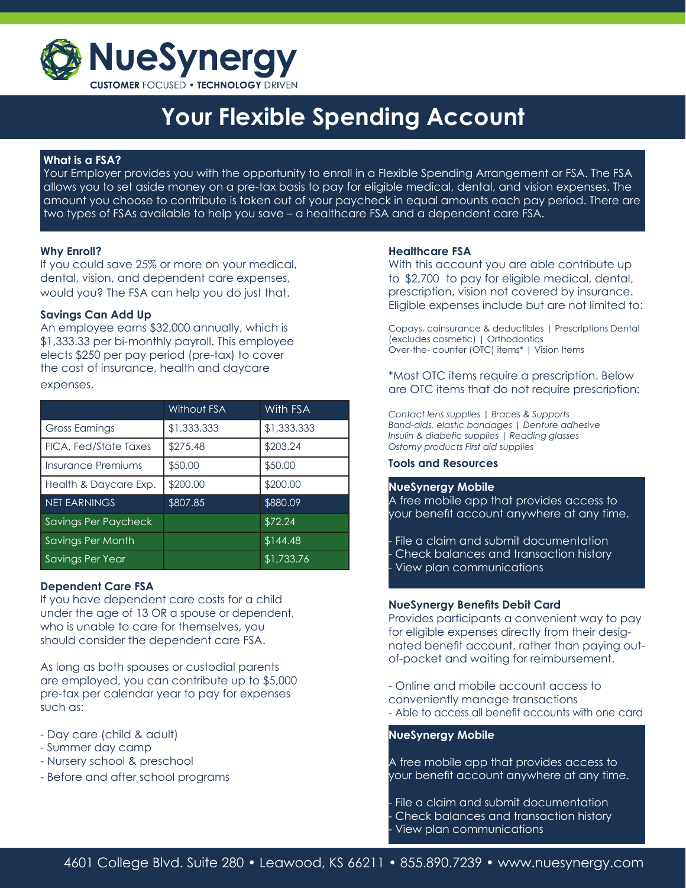# NueSynergy

CUSTOMER FOCUSED • TECHNOLOGY DRIVEN

# Your Flexible Spending Account

**What is a FSA?**

Your Employer provides you with the opportunity to enroll in a Flexible Spending Arrangement or FSA. The FSA allows you to set aside money on a pre-tax basis to pay for eligible medical, dental, and vision expenses. The amount you choose to contribute is taken out of your paycheck in equal amounts each pay period. There are two types of FSAs available to help you save – a healthcare FSA and a dependent care FSA.

### Why Enroll?

If you could save 25% or more on your medical, dental, vision, and dependent care expenses, would you? The FSA can help you do just that.

### Savings Can Add Up

An employee earns $32,000 annually, which is $1,333.33 per bi-monthly payroll. This employee elects $250 per pay period (pre-tax) to cover the cost of insurance, health and daycare expenses.

| | Without FSA | With FSA |
|---|---|---|
| Gross Earnings | $1,333.333 | $1,333.333 |
| FICA, Fed/State Taxes | $275.48 | $203.24 |
| Insurance Premiums | $50.00 | $50.00 |
| Health & Daycare Exp. | $200.00 | $200.00 |
| NET EARNINGS | $807.85 | $880.09 |
| Savings Per Paycheck | | $72.24 |
| Savings Per Month | | $144.48 |
| Savings Per Year | | $1,733.76 |

### Dependent Care FSA

If you have dependent care costs for a child under the age of 13 OR a spouse or dependent, who is unable to care for themselves, you should consider the dependent care FSA.

As long as both spouses or custodial parents are employed, you can contribute up to $5,000 pre-tax per calendar year to pay for expenses such as:

- Day care (child & adult)
- Summer day camp
- Nursery school & preschool
- Before and after school programs

### Healthcare FSA

With this account you are able contribute up to $2,700 to pay for eligible medical, dental, prescription, vision not covered by insurance. Eligible expenses include but are not limited to:

Copays, coinsurance & deductibles | Prescriptions Dental (excludes cosmetic) | Orthodontics
Over-the- counter (OTC) items* | Vision Items

*Most OTC items require a prescription. Below are OTC items that do not require prescription:

*Contact lens supplies | Braces & Supports*
*Band-aids, elastic bandages | Denture adhesive*
*Insulin & diabetic supplies | Reading glasses*
*Ostomy products First aid supplies*

### Tools and Resources

**NueSynergy Mobile**

A free mobile app that provides access to your benefit account anywhere at any time.

- File a claim and submit documentation
- Check balances and transaction history
- View plan communications

**NueSynergy Benefits Debit Card**

Provides participants a convenient way to pay for eligible expenses directly from their designated benefit account, rather than paying out-of-pocket and waiting for reimbursement.

- Online and mobile account access to conveniently manage transactions
- Able to access all benefit accounts with one card

**NueSynergy Mobile**

A free mobile app that provides access to your benefit account anywhere at any time.

- File a claim and submit documentation
- Check balances and transaction history
- View plan communications

4601 College Blvd. Suite 280 • Leawood, KS 66211 • 855.890.7239 • www.nuesynergy.com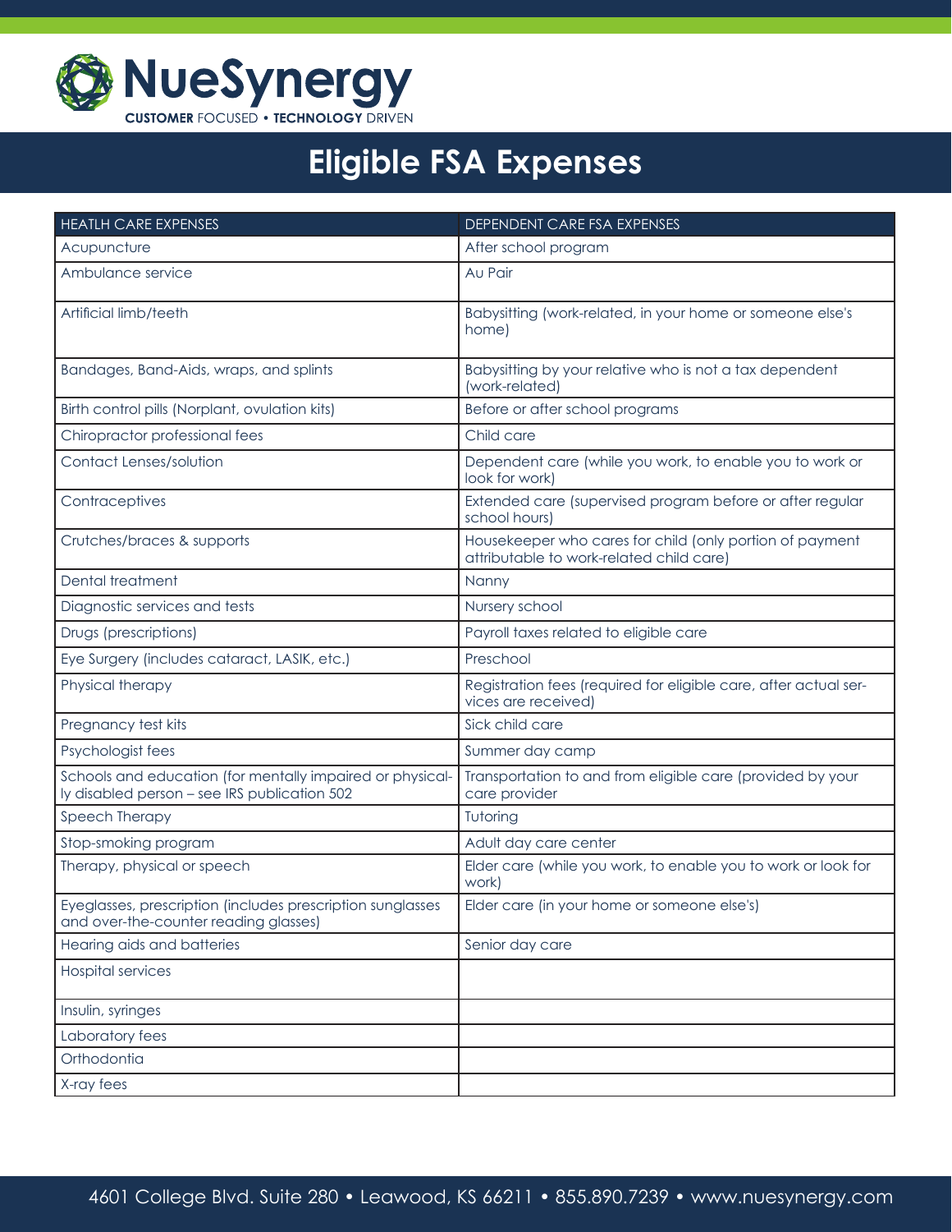NueSynergy

CUSTOMER FOCUSED • TECHNOLOGY DRIVEN

# Eligible FSA Expenses

| HEATLH CARE EXPENSES | DEPENDENT CARE FSA EXPENSES |
|---|---|
| Acupuncture | After school program |
| Ambulance service | Au Pair |
| Artificial limb/teeth | Babysitting (work-related, in your home or someone else's home) |
| Bandages, Band-Aids, wraps, and splints | Babysitting by your relative who is not a tax dependent (work-related) |
| Birth control pills (Norplant, ovulation kits) | Before or after school programs |
| Chiropractor professional fees | Child care |
| Contact Lenses/solution | Dependent care (while you work, to enable you to work or look for work) |
| Contraceptives | Extended care (supervised program before or after regular school hours) |
| Crutches/braces & supports | Housekeeper who cares for child (only portion of payment attributable to work-related child care) |
| Dental treatment | Nanny |
| Diagnostic services and tests | Nursery school |
| Drugs (prescriptions) | Payroll taxes related to eligible care |
| Eye Surgery (includes cataract, LASIK, etc.) | Preschool |
| Physical therapy | Registration fees (required for eligible care, after actual services are received) |
| Pregnancy test kits | Sick child care |
| Psychologist fees | Summer day camp |
| Schools and education (for mentally impaired or physically disabled person – see IRS publication 502 | Transportation to and from eligible care (provided by your care provider |
| Speech Therapy | Tutoring |
| Stop-smoking program | Adult day care center |
| Therapy, physical or speech | Elder care (while you work, to enable you to work or look for work) |
| Eyeglasses, prescription (includes prescription sunglasses and over-the-counter reading glasses) | Elder care (in your home or someone else's) |
| Hearing aids and batteries | Senior day care |
| Hospital services | |
| Insulin, syringes | |
| Laboratory fees | |
| Orthodontia | |
| X-ray fees | |

4601 College Blvd. Suite 280 • Leawood, KS 66211 • 855.890.7239 • www.nuesynergy.com